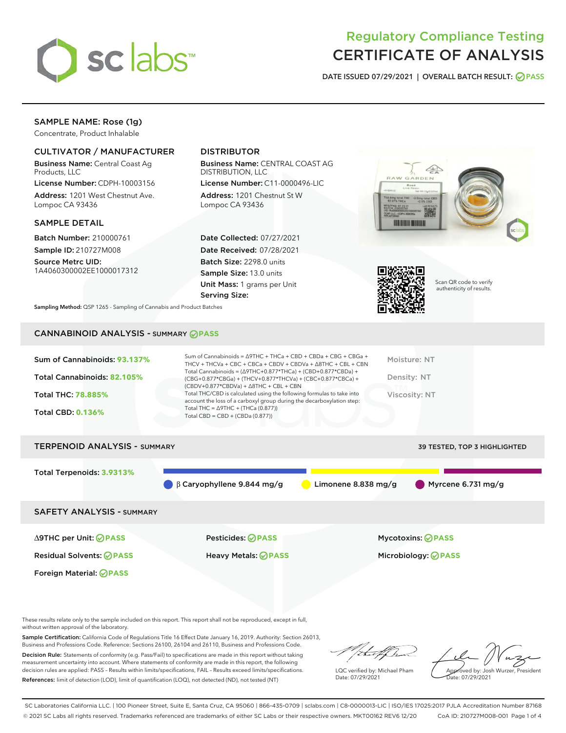# Regulatory Compliance Testing
# CERTIFICATE OF ANALYSIS

DATE ISSUED 07/29/2021 | OVERALL BATCH RESULT: PASS

## SAMPLE NAME: Rose (1g)

Concentrate, Product Inhalable

### CULTIVATOR / MANUFACTURER

**Business Name:** Central Coast Ag Products, LLC

**License Number:** CDPH-10003156

**Address:** 1201 West Chestnut Ave. Lompoc CA 93436

### DISTRIBUTOR

**Business Name:** CENTRAL COAST AG DISTRIBUTION, LLC

**License Number:** C11-0000496-LIC

**Address:** 1201 Chestnut St W Lompoc CA 93436

### SAMPLE DETAIL

**Batch Number:** 210000761

**Sample ID:** 210727M008

**Source Metrc UID:** 1A4060300002EE1000017312

**Date Collected:** 07/27/2021

**Date Received:** 07/28/2021

**Batch Size:** 2298.0 units

**Sample Size:** 13.0 units

**Unit Mass:** 1 grams per Unit

**Serving Size:**

Scan QR code to verify authenticity of results.

**Sampling Method:** QSP 1265 - Sampling of Cannabis and Product Batches

## CANNABINOID ANALYSIS - SUMMARY PASS

Sum of Cannabinoids: **93.137%**

Total Cannabinoids: **82.105%**

Total THC: **78.885%**

Total CBD: **0.136%**

Sum of Cannabinoids = Δ9THC + THCa + CBD + CBDa + CBG + CBGa + THCV + THCVa + CBC + CBCa + CBDV + CBDVa + Δ8THC + CBL + CBN

Total Cannabinoids = (Δ9THC+0.877*THCa) + (CBD+0.877*CBDa) + (CBG+0.877*CBGa) + (THCV+0.877*THCVa) + (CBC+0.877*CBCa) + (CBDV+0.877*CBDVa) + Δ8THC + CBL + CBN

Total THC/CBD is calculated using the following formulas to take into account the loss of a carboxyl group during the decarboxylation step:

Total THC = Δ9THC + (THCa (0.877))

Total CBD = CBD + (CBDa (0.877))

Moisture: NT

Density: NT

Viscosity: NT

## TERPENOID ANALYSIS - SUMMARY

39 TESTED, TOP 3 HIGHLIGHTED

Total Terpenoids: **3.9313%**

β Caryophyllene 9.844 mg/g

Limonene 8.838 mg/g

Myrcene 6.731 mg/g

## SAFETY ANALYSIS - SUMMARY

| | | |
|---|---|---|
| Δ9THC per Unit: PASS | Pesticides: PASS | Mycotoxins: PASS |
| Residual Solvents: PASS | Heavy Metals: PASS | Microbiology: PASS |
| Foreign Material: PASS | | |

These results relate only to the sample included on this report. This report shall not be reproduced, except in full, without written approval of the laboratory.

**Sample Certification:** California Code of Regulations Title 16 Effect Date January 16, 2019. Authority: Section 26013, Business and Professions Code. Reference: Sections 26100, 26104 and 26110, Business and Professions Code.

**Decision Rule:** Statements of conformity (e.g. Pass/Fail) to specifications are made in this report without taking measurement uncertainty into account. Where statements of conformity are made in this report, the following decision rules are applied: PASS – Results within limits/specifications, FAIL – Results exceed limits/specifications.

**References:** limit of detection (LOD), limit of quantification (LOQ), not detected (ND), not tested (NT)

LQC verified by: Michael Pham
Date: 07/29/2021

Approved by: Josh Wurzer, President
Date: 07/29/2021

SC Laboratories California LLC. | 100 Pioneer Street, Suite E, Santa Cruz, CA 95060 | 866-435-0709 | sclabs.com | C8-0000013-LIC | ISO/IES 17025:2017 PJLA Accreditation Number 87168
© 2021 SC Labs all rights reserved. Trademarks referenced are trademarks of either SC Labs or their respective owners. MKT00162 REV6 12/20 CoA ID: 210727M008-001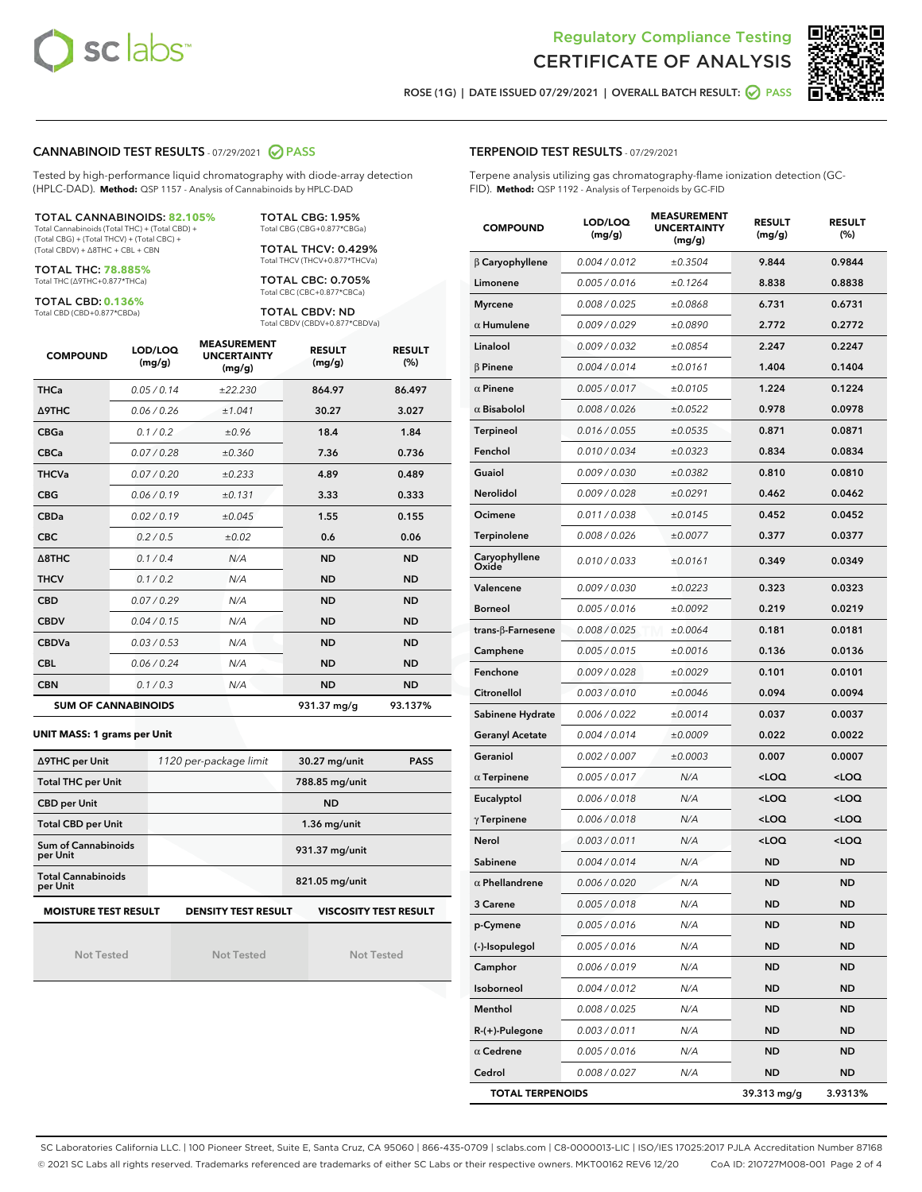Regulatory Compliance Testing
CERTIFICATE OF ANALYSIS

ROSE (1G) | DATE ISSUED 07/29/2021 | OVERALL BATCH RESULT: PASS

## CANNABINOID TEST RESULTS - 07/29/2021 PASS

Tested by high-performance liquid chromatography with diode-array detection (HPLC-DAD). **Method:** QSP 1157 - Analysis of Cannabinoids by HPLC-DAD

**TOTAL CANNABINOIDS: 82.105%**
Total Cannabinoids (Total THC) + (Total CBD) + (Total CBG) + (Total THCV) + (Total CBC) + (Total CBDV) + Δ8THC + CBL + CBN

**TOTAL THC: 78.885%**
Total THC (Δ9THC+0.877*THCa)

**TOTAL CBD: 0.136%**
Total CBD (CBD+0.877*CBDa)

**TOTAL CBG: 1.95%**
Total CBG (CBG+0.877*CBGa)

**TOTAL THCV: 0.429%**
Total THCV (THCV+0.877*THCVa)

**TOTAL CBC: 0.705%**
Total CBC (CBC+0.877*CBCa)

**TOTAL CBDV: ND**
Total CBDV (CBDV+0.877*CBDVa)

| COMPOUND | LOD/LOQ (mg/g) | MEASUREMENT UNCERTAINTY (mg/g) | RESULT (mg/g) | RESULT (%) |
|---|---|---|---|---|
| THCa | 0.05 / 0.14 | ±22.230 | 864.97 | 86.497 |
| Δ9THC | 0.06 / 0.26 | ±1.041 | 30.27 | 3.027 |
| CBGa | 0.1 / 0.2 | ±0.96 | 18.4 | 1.84 |
| CBCa | 0.07 / 0.28 | ±0.360 | 7.36 | 0.736 |
| THCVa | 0.07 / 0.20 | ±0.233 | 4.89 | 0.489 |
| CBG | 0.06 / 0.19 | ±0.131 | 3.33 | 0.333 |
| CBDa | 0.02 / 0.19 | ±0.045 | 1.55 | 0.155 |
| CBC | 0.2 / 0.5 | ±0.02 | 0.6 | 0.06 |
| Δ8THC | 0.1 / 0.4 | N/A | ND | ND |
| THCV | 0.1 / 0.2 | N/A | ND | ND |
| CBD | 0.07 / 0.29 | N/A | ND | ND |
| CBDV | 0.04 / 0.15 | N/A | ND | ND |
| CBDVa | 0.03 / 0.53 | N/A | ND | ND |
| CBL | 0.06 / 0.24 | N/A | ND | ND |
| CBN | 0.1 / 0.3 | N/A | ND | ND |
| **SUM OF CANNABINOIDS** | | | 931.37 mg/g | 93.137% |

**UNIT MASS: 1 grams per Unit**

| Δ9THC per Unit | 1120 per-package limit | 30.27 mg/unit | PASS |
|---|---|---|---|
| Total THC per Unit | | 788.85 mg/unit | |
| CBD per Unit | | ND | |
| Total CBD per Unit | | 1.36 mg/unit | |
| Sum of Cannabinoids per Unit | | 931.37 mg/unit | |
| Total Cannabinoids per Unit | | 821.05 mg/unit | |

| MOISTURE TEST RESULT | DENSITY TEST RESULT | VISCOSITY TEST RESULT |
|---|---|---|
| Not Tested | Not Tested | Not Tested |

## TERPENOID TEST RESULTS - 07/29/2021

Terpene analysis utilizing gas chromatography-flame ionization detection (GC-FID). **Method:** QSP 1192 - Analysis of Terpenoids by GC-FID

| COMPOUND | LOD/LOQ (mg/g) | MEASUREMENT UNCERTAINTY (mg/g) | RESULT (mg/g) | RESULT (%) |
|---|---|---|---|---|
| β Caryophyllene | 0.004 / 0.012 | ±0.3504 | 9.844 | 0.9844 |
| Limonene | 0.005 / 0.016 | ±0.1264 | 8.838 | 0.8838 |
| Myrcene | 0.008 / 0.025 | ±0.0868 | 6.731 | 0.6731 |
| α Humulene | 0.009 / 0.029 | ±0.0890 | 2.772 | 0.2772 |
| Linalool | 0.009 / 0.032 | ±0.0854 | 2.247 | 0.2247 |
| β Pinene | 0.004 / 0.014 | ±0.0161 | 1.404 | 0.1404 |
| α Pinene | 0.005 / 0.017 | ±0.0105 | 1.224 | 0.1224 |
| α Bisabolol | 0.008 / 0.026 | ±0.0522 | 0.978 | 0.0978 |
| Terpineol | 0.016 / 0.055 | ±0.0535 | 0.871 | 0.0871 |
| Fenchol | 0.010 / 0.034 | ±0.0323 | 0.834 | 0.0834 |
| Guaiol | 0.009 / 0.030 | ±0.0382 | 0.810 | 0.0810 |
| Nerolidol | 0.009 / 0.028 | ±0.0291 | 0.462 | 0.0462 |
| Ocimene | 0.011 / 0.038 | ±0.0145 | 0.452 | 0.0452 |
| Terpinolene | 0.008 / 0.026 | ±0.0077 | 0.377 | 0.0377 |
| Caryophyllene Oxide | 0.010 / 0.033 | ±0.0161 | 0.349 | 0.0349 |
| Valencene | 0.009 / 0.030 | ±0.0223 | 0.323 | 0.0323 |
| Borneol | 0.005 / 0.016 | ±0.0092 | 0.219 | 0.0219 |
| trans-β-Farnesene | 0.008 / 0.025 | ±0.0064 | 0.181 | 0.0181 |
| Camphene | 0.005 / 0.015 | ±0.0016 | 0.136 | 0.0136 |
| Fenchone | 0.009 / 0.028 | ±0.0029 | 0.101 | 0.0101 |
| Citronellol | 0.003 / 0.010 | ±0.0046 | 0.094 | 0.0094 |
| Sabinene Hydrate | 0.006 / 0.022 | ±0.0014 | 0.037 | 0.0037 |
| Geranyl Acetate | 0.004 / 0.014 | ±0.0009 | 0.022 | 0.0022 |
| Geraniol | 0.002 / 0.007 | ±0.0003 | 0.007 | 0.0007 |
| α Terpinene | 0.005 / 0.017 | N/A | <LOQ | <LOQ |
| Eucalyptol | 0.006 / 0.018 | N/A | <LOQ | <LOQ |
| γ Terpinene | 0.006 / 0.018 | N/A | <LOQ | <LOQ |
| Nerol | 0.003 / 0.011 | N/A | <LOQ | <LOQ |
| Sabinene | 0.004 / 0.014 | N/A | ND | ND |
| α Phellandrene | 0.006 / 0.020 | N/A | ND | ND |
| 3 Carene | 0.005 / 0.018 | N/A | ND | ND |
| p-Cymene | 0.005 / 0.016 | N/A | ND | ND |
| (-)-Isopulegol | 0.005 / 0.016 | N/A | ND | ND |
| Camphor | 0.006 / 0.019 | N/A | ND | ND |
| Isoborneol | 0.004 / 0.012 | N/A | ND | ND |
| Menthol | 0.008 / 0.025 | N/A | ND | ND |
| R-(+)-Pulegone | 0.003 / 0.011 | N/A | ND | ND |
| α Cedrene | 0.005 / 0.016 | N/A | ND | ND |
| Cedrol | 0.008 / 0.027 | N/A | ND | ND |
| **TOTAL TERPENOIDS** | | | 39.313 mg/g | 3.9313% |

SC Laboratories California LLC. | 100 Pioneer Street, Suite E, Santa Cruz, CA 95060 | 866-435-0709 | sclabs.com | C8-0000013-LIC | ISO/IES 17025:2017 PJLA Accreditation Number 87168
© 2021 SC Labs all rights reserved. Trademarks referenced are trademarks of either SC Labs or their respective owners. MKT00162 REV6 12/20 CoA ID: 210727M008-001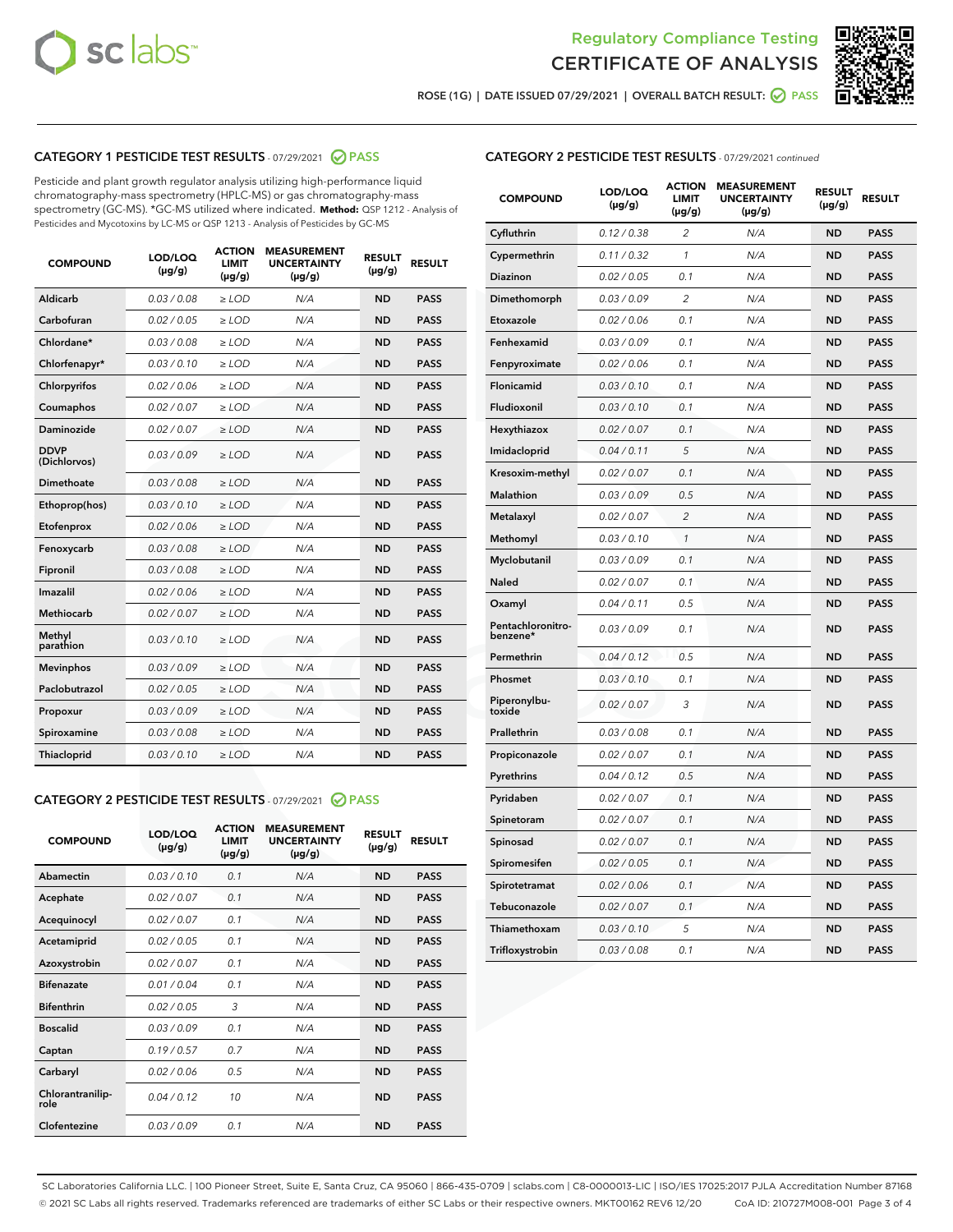Regulatory Compliance Testing
CERTIFICATE OF ANALYSIS

ROSE (1G) | DATE ISSUED 07/29/2021 | OVERALL BATCH RESULT: PASS

## CATEGORY 1 PESTICIDE TEST RESULTS - 07/29/2021 PASS

Pesticide and plant growth regulator analysis utilizing high-performance liquid chromatography-mass spectrometry (HPLC-MS) or gas chromatography-mass spectrometry (GC-MS). *GC-MS utilized where indicated. **Method:** QSP 1212 - Analysis of Pesticides and Mycotoxins by LC-MS or QSP 1213 - Analysis of Pesticides by GC-MS

| COMPOUND | LOD/LOQ (µg/g) | ACTION LIMIT (µg/g) | MEASUREMENT UNCERTAINTY (µg/g) | RESULT (µg/g) | RESULT |
|---|---|---|---|---|---|
| Aldicarb | 0.03 / 0.08 | ≥ LOD | N/A | ND | PASS |
| Carbofuran | 0.02 / 0.05 | ≥ LOD | N/A | ND | PASS |
| Chlordane* | 0.03 / 0.08 | ≥ LOD | N/A | ND | PASS |
| Chlorfenapyr* | 0.03 / 0.10 | ≥ LOD | N/A | ND | PASS |
| Chlorpyrifos | 0.02 / 0.06 | ≥ LOD | N/A | ND | PASS |
| Coumaphos | 0.02 / 0.07 | ≥ LOD | N/A | ND | PASS |
| Daminozide | 0.02 / 0.07 | ≥ LOD | N/A | ND | PASS |
| DDVP (Dichlorvos) | 0.03 / 0.09 | ≥ LOD | N/A | ND | PASS |
| Dimethoate | 0.03 / 0.08 | ≥ LOD | N/A | ND | PASS |
| Ethoprop(hos) | 0.03 / 0.10 | ≥ LOD | N/A | ND | PASS |
| Etofenprox | 0.02 / 0.06 | ≥ LOD | N/A | ND | PASS |
| Fenoxycarb | 0.03 / 0.08 | ≥ LOD | N/A | ND | PASS |
| Fipronil | 0.03 / 0.08 | ≥ LOD | N/A | ND | PASS |
| Imazalil | 0.02 / 0.06 | ≥ LOD | N/A | ND | PASS |
| Methiocarb | 0.02 / 0.07 | ≥ LOD | N/A | ND | PASS |
| Methyl parathion | 0.03 / 0.10 | ≥ LOD | N/A | ND | PASS |
| Mevinphos | 0.03 / 0.09 | ≥ LOD | N/A | ND | PASS |
| Paclobutrazol | 0.02 / 0.05 | ≥ LOD | N/A | ND | PASS |
| Propoxur | 0.03 / 0.09 | ≥ LOD | N/A | ND | PASS |
| Spiroxamine | 0.03 / 0.08 | ≥ LOD | N/A | ND | PASS |
| Thiacloprid | 0.03 / 0.10 | ≥ LOD | N/A | ND | PASS |

## CATEGORY 2 PESTICIDE TEST RESULTS - 07/29/2021 PASS

| COMPOUND | LOD/LOQ (µg/g) | ACTION LIMIT (µg/g) | MEASUREMENT UNCERTAINTY (µg/g) | RESULT (µg/g) | RESULT |
|---|---|---|---|---|---|
| Abamectin | 0.03 / 0.10 | 0.1 | N/A | ND | PASS |
| Acephate | 0.02 / 0.07 | 0.1 | N/A | ND | PASS |
| Acequinocyl | 0.02 / 0.07 | 0.1 | N/A | ND | PASS |
| Acetamiprid | 0.02 / 0.05 | 0.1 | N/A | ND | PASS |
| Azoxystrobin | 0.02 / 0.07 | 0.1 | N/A | ND | PASS |
| Bifenazate | 0.01 / 0.04 | 0.1 | N/A | ND | PASS |
| Bifenthrin | 0.02 / 0.05 | 3 | N/A | ND | PASS |
| Boscalid | 0.03 / 0.09 | 0.1 | N/A | ND | PASS |
| Captan | 0.19 / 0.57 | 0.7 | N/A | ND | PASS |
| Carbaryl | 0.02 / 0.06 | 0.5 | N/A | ND | PASS |
| Chlorantraniliprole | 0.04 / 0.12 | 10 | N/A | ND | PASS |
| Clofentezine | 0.03 / 0.09 | 0.1 | N/A | ND | PASS |
| Cyfluthrin | 0.12 / 0.38 | 2 | N/A | ND | PASS |
| Cypermethrin | 0.11 / 0.32 | 1 | N/A | ND | PASS |
| Diazinon | 0.02 / 0.05 | 0.1 | N/A | ND | PASS |
| Dimethomorph | 0.03 / 0.09 | 2 | N/A | ND | PASS |
| Etoxazole | 0.02 / 0.06 | 0.1 | N/A | ND | PASS |
| Fenhexamid | 0.03 / 0.09 | 0.1 | N/A | ND | PASS |
| Fenpyroximate | 0.02 / 0.06 | 0.1 | N/A | ND | PASS |
| Flonicamid | 0.03 / 0.10 | 0.1 | N/A | ND | PASS |
| Fludioxonil | 0.03 / 0.10 | 0.1 | N/A | ND | PASS |
| Hexythiazox | 0.02 / 0.07 | 0.1 | N/A | ND | PASS |
| Imidacloprid | 0.04 / 0.11 | 5 | N/A | ND | PASS |
| Kresoxim-methyl | 0.02 / 0.07 | 0.1 | N/A | ND | PASS |
| Malathion | 0.03 / 0.09 | 0.5 | N/A | ND | PASS |
| Metalaxyl | 0.02 / 0.07 | 2 | N/A | ND | PASS |
| Methomyl | 0.03 / 0.10 | 1 | N/A | ND | PASS |
| Myclobutanil | 0.03 / 0.09 | 0.1 | N/A | ND | PASS |
| Naled | 0.02 / 0.07 | 0.1 | N/A | ND | PASS |
| Oxamyl | 0.04 / 0.11 | 0.5 | N/A | ND | PASS |
| Pentachloronitrobenzene* | 0.03 / 0.09 | 0.1 | N/A | ND | PASS |
| Permethrin | 0.04 / 0.12 | 0.5 | N/A | ND | PASS |
| Phosmet | 0.03 / 0.10 | 0.1 | N/A | ND | PASS |
| Piperonylbutoxide | 0.02 / 0.07 | 3 | N/A | ND | PASS |
| Prallethrin | 0.03 / 0.08 | 0.1 | N/A | ND | PASS |
| Propiconazole | 0.02 / 0.07 | 0.1 | N/A | ND | PASS |
| Pyrethrins | 0.04 / 0.12 | 0.5 | N/A | ND | PASS |
| Pyridaben | 0.02 / 0.07 | 0.1 | N/A | ND | PASS |
| Spinetoram | 0.02 / 0.07 | 0.1 | N/A | ND | PASS |
| Spinosad | 0.02 / 0.07 | 0.1 | N/A | ND | PASS |
| Spiromesifen | 0.02 / 0.05 | 0.1 | N/A | ND | PASS |
| Spirotetramat | 0.02 / 0.06 | 0.1 | N/A | ND | PASS |
| Tebuconazole | 0.02 / 0.07 | 0.1 | N/A | ND | PASS |
| Thiamethoxam | 0.03 / 0.10 | 5 | N/A | ND | PASS |
| Trifloxystrobin | 0.03 / 0.08 | 0.1 | N/A | ND | PASS |

SC Laboratories California LLC. | 100 Pioneer Street, Suite E, Santa Cruz, CA 95060 | 866-435-0709 | sclabs.com | C8-0000013-LIC | ISO/IES 17025:2017 PJLA Accreditation Number 87168
© 2021 SC Labs all rights reserved. Trademarks referenced are trademarks of either SC Labs or their respective owners. MKT00162 REV6 12/20 CoA ID: 210727M008-001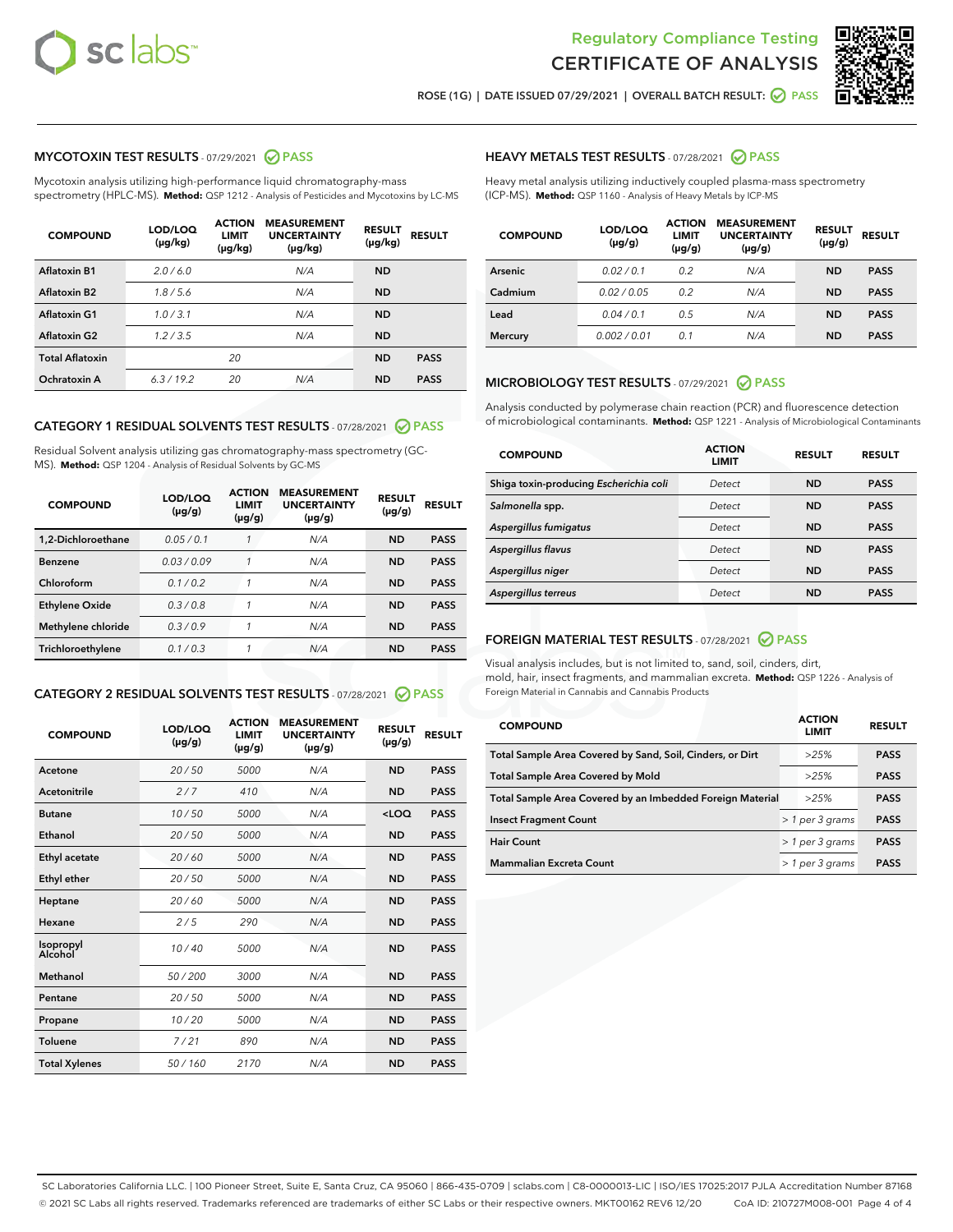Regulatory Compliance Testing
CERTIFICATE OF ANALYSIS

ROSE (1G) | DATE ISSUED 07/29/2021 | OVERALL BATCH RESULT: PASS

## MYCOTOXIN TEST RESULTS - 07/29/2021 PASS

Mycotoxin analysis utilizing high-performance liquid chromatography-mass spectrometry (HPLC-MS). **Method:** QSP 1212 - Analysis of Pesticides and Mycotoxins by LC-MS

| COMPOUND | LOD/LOQ (µg/kg) | ACTION LIMIT (µg/kg) | MEASUREMENT UNCERTAINTY (µg/kg) | RESULT (µg/kg) | RESULT |
|---|---|---|---|---|---|
| Aflatoxin B1 | 2.0 / 6.0 | | N/A | ND | |
| Aflatoxin B2 | 1.8 / 5.6 | | N/A | ND | |
| Aflatoxin G1 | 1.0 / 3.1 | | N/A | ND | |
| Aflatoxin G2 | 1.2 / 3.5 | | N/A | ND | |
| Total Aflatoxin | | 20 | | ND | PASS |
| Ochratoxin A | 6.3 / 19.2 | 20 | N/A | ND | PASS |

## CATEGORY 1 RESIDUAL SOLVENTS TEST RESULTS - 07/28/2021 PASS

Residual Solvent analysis utilizing gas chromatography-mass spectrometry (GC-MS). **Method:** QSP 1204 - Analysis of Residual Solvents by GC-MS

| COMPOUND | LOD/LOQ (µg/g) | ACTION LIMIT (µg/g) | MEASUREMENT UNCERTAINTY (µg/g) | RESULT (µg/g) | RESULT |
|---|---|---|---|---|---|
| 1,2-Dichloroethane | 0.05 / 0.1 | 1 | N/A | ND | PASS |
| Benzene | 0.03 / 0.09 | 1 | N/A | ND | PASS |
| Chloroform | 0.1 / 0.2 | 1 | N/A | ND | PASS |
| Ethylene Oxide | 0.3 / 0.8 | 1 | N/A | ND | PASS |
| Methylene chloride | 0.3 / 0.9 | 1 | N/A | ND | PASS |
| Trichloroethylene | 0.1 / 0.3 | 1 | N/A | ND | PASS |

## CATEGORY 2 RESIDUAL SOLVENTS TEST RESULTS - 07/28/2021 PASS

| COMPOUND | LOD/LOQ (µg/g) | ACTION LIMIT (µg/g) | MEASUREMENT UNCERTAINTY (µg/g) | RESULT (µg/g) | RESULT |
|---|---|---|---|---|---|
| Acetone | 20 / 50 | 5000 | N/A | ND | PASS |
| Acetonitrile | 2 / 7 | 410 | N/A | ND | PASS |
| Butane | 10 / 50 | 5000 | N/A | <LOQ | PASS |
| Ethanol | 20 / 50 | 5000 | N/A | ND | PASS |
| Ethyl acetate | 20 / 60 | 5000 | N/A | ND | PASS |
| Ethyl ether | 20 / 50 | 5000 | N/A | ND | PASS |
| Heptane | 20 / 60 | 5000 | N/A | ND | PASS |
| Hexane | 2 / 5 | 290 | N/A | ND | PASS |
| Isopropyl Alcohol | 10 / 40 | 5000 | N/A | ND | PASS |
| Methanol | 50 / 200 | 3000 | N/A | ND | PASS |
| Pentane | 20 / 50 | 5000 | N/A | ND | PASS |
| Propane | 10 / 20 | 5000 | N/A | ND | PASS |
| Toluene | 7 / 21 | 890 | N/A | ND | PASS |
| Total Xylenes | 50 / 160 | 2170 | N/A | ND | PASS |

## HEAVY METALS TEST RESULTS - 07/28/2021 PASS

Heavy metal analysis utilizing inductively coupled plasma-mass spectrometry (ICP-MS). **Method:** QSP 1160 - Analysis of Heavy Metals by ICP-MS

| COMPOUND | LOD/LOQ (µg/g) | ACTION LIMIT (µg/g) | MEASUREMENT UNCERTAINTY (µg/g) | RESULT (µg/g) | RESULT |
|---|---|---|---|---|---|
| Arsenic | 0.02 / 0.1 | 0.2 | N/A | ND | PASS |
| Cadmium | 0.02 / 0.05 | 0.2 | N/A | ND | PASS |
| Lead | 0.04 / 0.1 | 0.5 | N/A | ND | PASS |
| Mercury | 0.002 / 0.01 | 0.1 | N/A | ND | PASS |

## MICROBIOLOGY TEST RESULTS - 07/29/2021 PASS

Analysis conducted by polymerase chain reaction (PCR) and fluorescence detection of microbiological contaminants. **Method:** QSP 1221 - Analysis of Microbiological Contaminants

| COMPOUND | ACTION LIMIT | RESULT | RESULT |
|---|---|---|---|
| Shiga toxin-producing *Escherichia coli* | Detect | ND | PASS |
| *Salmonella* spp. | Detect | ND | PASS |
| *Aspergillus fumigatus* | Detect | ND | PASS |
| *Aspergillus flavus* | Detect | ND | PASS |
| *Aspergillus niger* | Detect | ND | PASS |
| *Aspergillus terreus* | Detect | ND | PASS |

## FOREIGN MATERIAL TEST RESULTS - 07/28/2021 PASS

Visual analysis includes, but is not limited to, sand, soil, cinders, dirt, mold, hair, insect fragments, and mammalian excreta. **Method:** QSP 1226 - Analysis of Foreign Material in Cannabis and Cannabis Products

| COMPOUND | ACTION LIMIT | RESULT |
|---|---|---|
| Total Sample Area Covered by Sand, Soil, Cinders, or Dirt | >25% | PASS |
| Total Sample Area Covered by Mold | >25% | PASS |
| Total Sample Area Covered by an Imbedded Foreign Material | >25% | PASS |
| Insect Fragment Count | > 1 per 3 grams | PASS |
| Hair Count | > 1 per 3 grams | PASS |
| Mammalian Excreta Count | > 1 per 3 grams | PASS |

SC Laboratories California LLC. | 100 Pioneer Street, Suite E, Santa Cruz, CA 95060 | 866-435-0709 | sclabs.com | C8-0000013-LIC | ISO/IES 17025:2017 PJLA Accreditation Number 87168
© 2021 SC Labs all rights reserved. Trademarks referenced are trademarks of either SC Labs or their respective owners. MKT00162 REV6 12/20 CoA ID: 210727M008-001